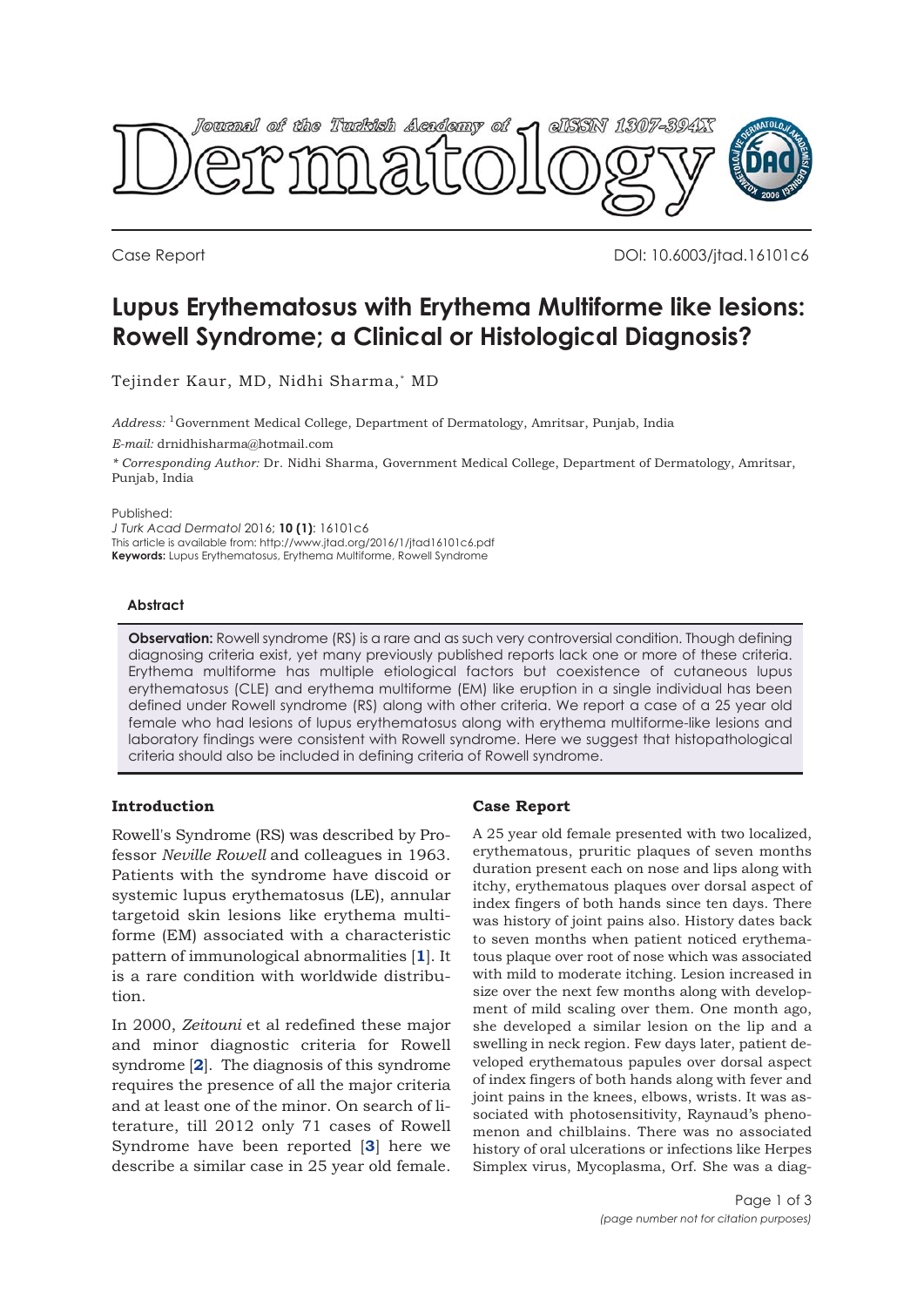Case Report

DOI: 10.6003/jtad.16101c6

# Lupus Erythematosus with Erythema Multiforme like lesions: Rowell Syndrome; a Clinical or Histological Diagnosis?

Tejinder Kaur, MD, Nidhi Sharma,* MD

*Address:* [1]Government Medical College, Department of Dermatology, Amritsar, Punjab, India

*E-mail:* drnidhisharma@hotmail.com

*\* Corresponding Author:* Dr. Nidhi Sharma, Government Medical College, Department of Dermatology, Amritsar, Punjab, India

Published:
*J Turk Acad Dermatol* 2016; **10 (1)**: 16101c6
This article is available from: http://www.jtad.org/2016/1/jtad16101c6.pdf
**Keywords:** Lupus Erythematosus, Erythema Multiforme, Rowell Syndrome

### Abstract

**Observation:** Rowell syndrome (RS) is a rare and as such very controversial condition. Though defining diagnosing criteria exist, yet many previously published reports lack one or more of these criteria. Erythema multiforme has multiple etiological factors but coexistence of cutaneous lupus erythematosus (CLE) and erythema multiforme (EM) like eruption in a single individual has been defined under Rowell syndrome (RS) along with other criteria. We report a case of a 25 year old female who had lesions of lupus erythematosus along with erythema multiforme-like lesions and laboratory findings were consistent with Rowell syndrome. Here we suggest that histopathological criteria should also be included in defining criteria of Rowell syndrome.

## Introduction

Rowell's Syndrome (RS) was described by Professor *Neville Rowell* and colleagues in 1963. Patients with the syndrome have discoid or systemic lupus erythematosus (LE), annular targetoid skin lesions like erythema multiforme (EM) associated with a characteristic pattern of immunological abnormalities [1]. It is a rare condition with worldwide distribution.

In 2000, *Zeitouni* et al redefined these major and minor diagnostic criteria for Rowell syndrome [2]. The diagnosis of this syndrome requires the presence of all the major criteria and at least one of the minor. On search of literature, till 2012 only 71 cases of Rowell Syndrome have been reported [3] here we describe a similar case in 25 year old female.

## Case Report

A 25 year old female presented with two localized, erythematous, pruritic plaques of seven months duration present each on nose and lips along with itchy, erythematous plaques over dorsal aspect of index fingers of both hands since ten days. There was history of joint pains also. History dates back to seven months when patient noticed erythematous plaque over root of nose which was associated with mild to moderate itching. Lesion increased in size over the next few months along with development of mild scaling over them. One month ago, she developed a similar lesion on the lip and a swelling in neck region. Few days later, patient developed erythematous papules over dorsal aspect of index fingers of both hands along with fever and joint pains in the knees, elbows, wrists. It was associated with photosensitivity, Raynaud's phenomenon and chilblains. There was no associated history of oral ulcerations or infections like Herpes Simplex virus, Mycoplasma, Orf. She was a diag-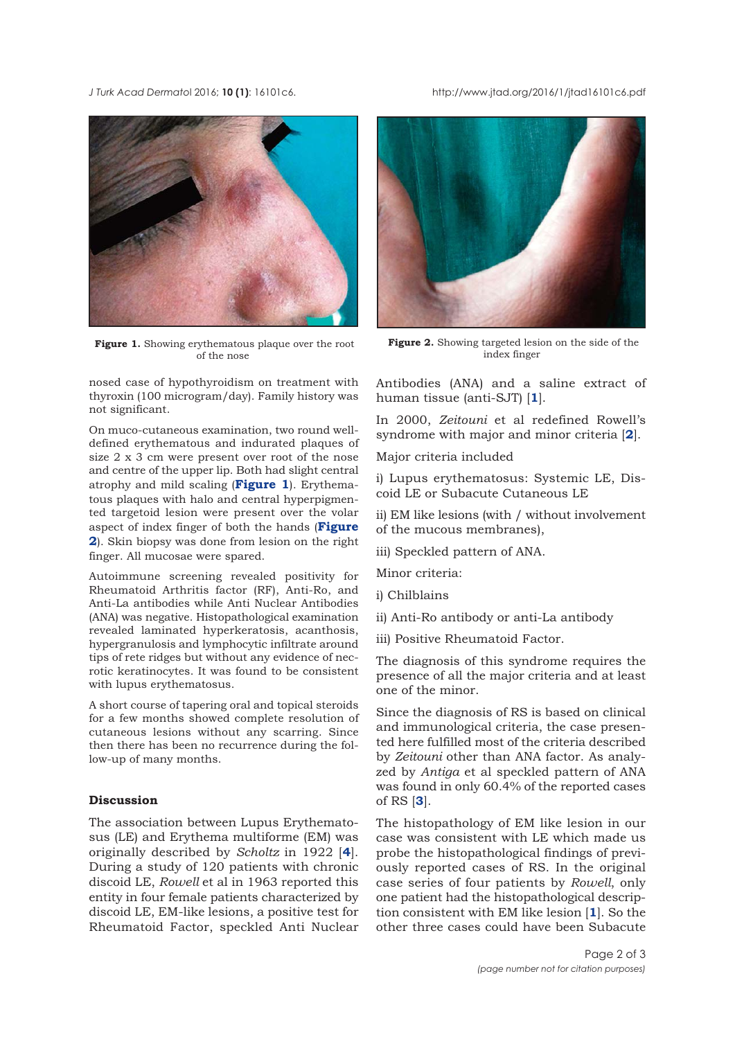Figure 1. Showing erythematous plaque over the root of the nose

Figure 2. Showing targeted lesion on the side of the index finger

nosed case of hypothyroidism on treatment with thyroxin (100 microgram/day). Family history was not significant.

On muco-cutaneous examination, two round well-defined erythematous and indurated plaques of size 2 x 3 cm were present over root of the nose and centre of the upper lip. Both had slight central atrophy and mild scaling (**Figure 1**). Erythematous plaques with halo and central hyperpigmented targetoid lesion were present over the volar aspect of index finger of both the hands (**Figure 2**). Skin biopsy was done from lesion on the right finger. All mucosae were spared.

Autoimmune screening revealed positivity for Rheumatoid Arthritis factor (RF), Anti-Ro, and Anti-La antibodies while Anti Nuclear Antibodies (ANA) was negative. Histopathological examination revealed laminated hyperkeratosis, acanthosis, hypergranulosis and lymphocytic infiltrate around tips of rete ridges but without any evidence of necrotic keratinocytes. It was found to be consistent with lupus erythematosus.

A short course of tapering oral and topical steroids for a few months showed complete resolution of cutaneous lesions without any scarring. Since then there has been no recurrence during the follow-up of many months.

## Discussion

The association between Lupus Erythematosus (LE) and Erythema multiforme (EM) was originally described by *Scholtz* in 1922 [**4**]. During a study of 120 patients with chronic discoid LE, *Rowell* et al in 1963 reported this entity in four female patients characterized by discoid LE, EM-like lesions, a positive test for Rheumatoid Factor, speckled Anti Nuclear Antibodies (ANA) and a saline extract of human tissue (anti-SJT) [**1**].

In 2000, *Zeitouni* et al redefined Rowell's syndrome with major and minor criteria [**2**].

Major criteria included

i) Lupus erythematosus: Systemic LE, Discoid LE or Subacute Cutaneous LE

ii) EM like lesions (with / without involvement of the mucous membranes),

iii) Speckled pattern of ANA.

Minor criteria:

i) Chilblains

ii) Anti-Ro antibody or anti-La antibody

iii) Positive Rheumatoid Factor.

The diagnosis of this syndrome requires the presence of all the major criteria and at least one of the minor.

Since the diagnosis of RS is based on clinical and immunological criteria, the case presented here fulfilled most of the criteria described by *Zeitouni* other than ANA factor. As analyzed by *Antiga* et al speckled pattern of ANA was found in only 60.4% of the reported cases of RS [**3**].

The histopathology of EM like lesion in our case was consistent with LE which made us probe the histopathological findings of previously reported cases of RS. In the original case series of four patients by *Rowell*, only one patient had the histopathological description consistent with EM like lesion [**1**]. So the other three cases could have been Subacute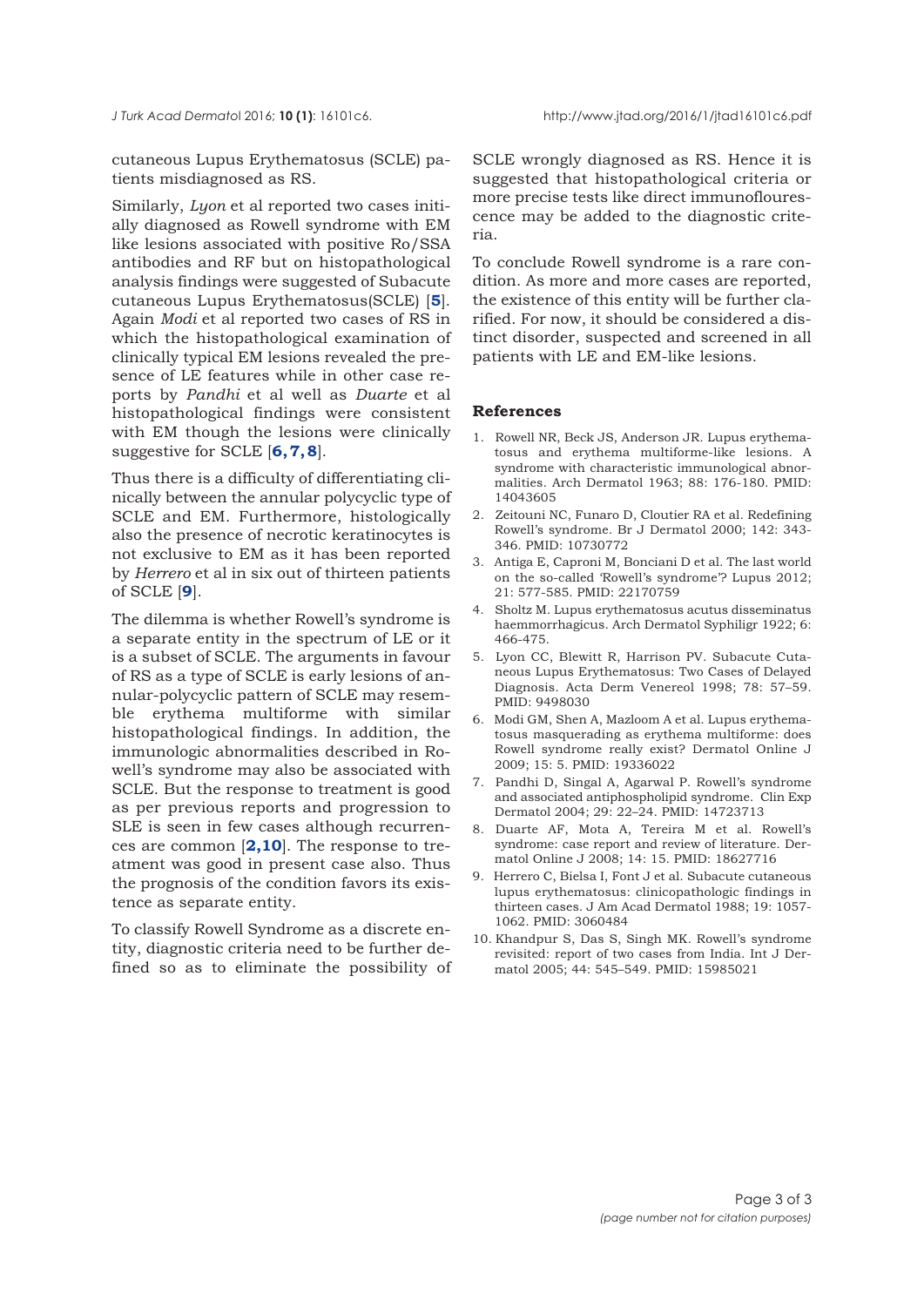cutaneous Lupus Erythematosus (SCLE) patients misdiagnosed as RS.

Similarly, *Lyon* et al reported two cases initially diagnosed as Rowell syndrome with EM like lesions associated with positive Ro/SSA antibodies and RF but on histopathological analysis findings were suggested of Subacute cutaneous Lupus Erythematosus(SCLE) [**5**]. Again *Modi* et al reported two cases of RS in which the histopathological examination of clinically typical EM lesions revealed the presence of LE features while in other case reports by *Pandhi* et al well as *Duarte* et al histopathological findings were consistent with EM though the lesions were clinically suggestive for SCLE [**6, 7, 8**].

Thus there is a difficulty of differentiating clinically between the annular polycyclic type of SCLE and EM. Furthermore, histologically also the presence of necrotic keratinocytes is not exclusive to EM as it has been reported by *Herrero* et al in six out of thirteen patients of SCLE [**9**].

The dilemma is whether Rowell's syndrome is a separate entity in the spectrum of LE or it is a subset of SCLE. The arguments in favour of RS as a type of SCLE is early lesions of annular-polycyclic pattern of SCLE may resemble erythema multiforme with similar histopathological findings. In addition, the immunologic abnormalities described in Rowell's syndrome may also be associated with SCLE. But the response to treatment is good as per previous reports and progression to SLE is seen in few cases although recurrences are common [**2,10**]. The response to treatment was good in present case also. Thus the prognosis of the condition favors its existence as separate entity.

To classify Rowell Syndrome as a discrete entity, diagnostic criteria need to be further defined so as to eliminate the possibility of SCLE wrongly diagnosed as RS. Hence it is suggested that histopathological criteria or more precise tests like direct immunoflourescence may be added to the diagnostic criteria.

To conclude Rowell syndrome is a rare condition. As more and more cases are reported, the existence of this entity will be further clarified. For now, it should be considered a distinct disorder, suspected and screened in all patients with LE and EM-like lesions.

## References

1. Rowell NR, Beck JS, Anderson JR. Lupus erythematosus and erythema multiforme-like lesions. A syndrome with characteristic immunological abnormalities. Arch Dermatol 1963; 88: 176-180. PMID: 14043605
2. Zeitouni NC, Funaro D, Cloutier RA et al. Redefining Rowell's syndrome. Br J Dermatol 2000; 142: 343-346. PMID: 10730772
3. Antiga E, Caproni M, Bonciani D et al. The last world on the so-called 'Rowell's syndrome'? Lupus 2012; 21: 577-585. PMID: 22170759
4. Sholtz M. Lupus erythematosus acutus disseminatus haemmorrhagicus. Arch Dermatol Syphiligr 1922; 6: 466-475.
5. Lyon CC, Blewitt R, Harrison PV. Subacute Cutaneous Lupus Erythematosus: Two Cases of Delayed Diagnosis. Acta Derm Venereol 1998; 78: 57–59. PMID: 9498030
6. Modi GM, Shen A, Mazloom A et al. Lupus erythematosus masquerading as erythema multiforme: does Rowell syndrome really exist? Dermatol Online J 2009; 15: 5. PMID: 19336022
7. Pandhi D, Singal A, Agarwal P. Rowell's syndrome and associated antiphospholipid syndrome. Clin Exp Dermatol 2004; 29: 22–24. PMID: 14723713
8. Duarte AF, Mota A, Tereira M et al. Rowell's syndrome: case report and review of literature. Dermatol Online J 2008; 14: 15. PMID: 18627716
9. Herrero C, Bielsa I, Font J et al. Subacute cutaneous lupus erythematosus: clinicopathologic findings in thirteen cases. J Am Acad Dermatol 1988; 19: 1057-1062. PMID: 3060484
10. Khandpur S, Das S, Singh MK. Rowell's syndrome revisited: report of two cases from India. Int J Dermatol 2005; 44: 545–549. PMID: 15985021